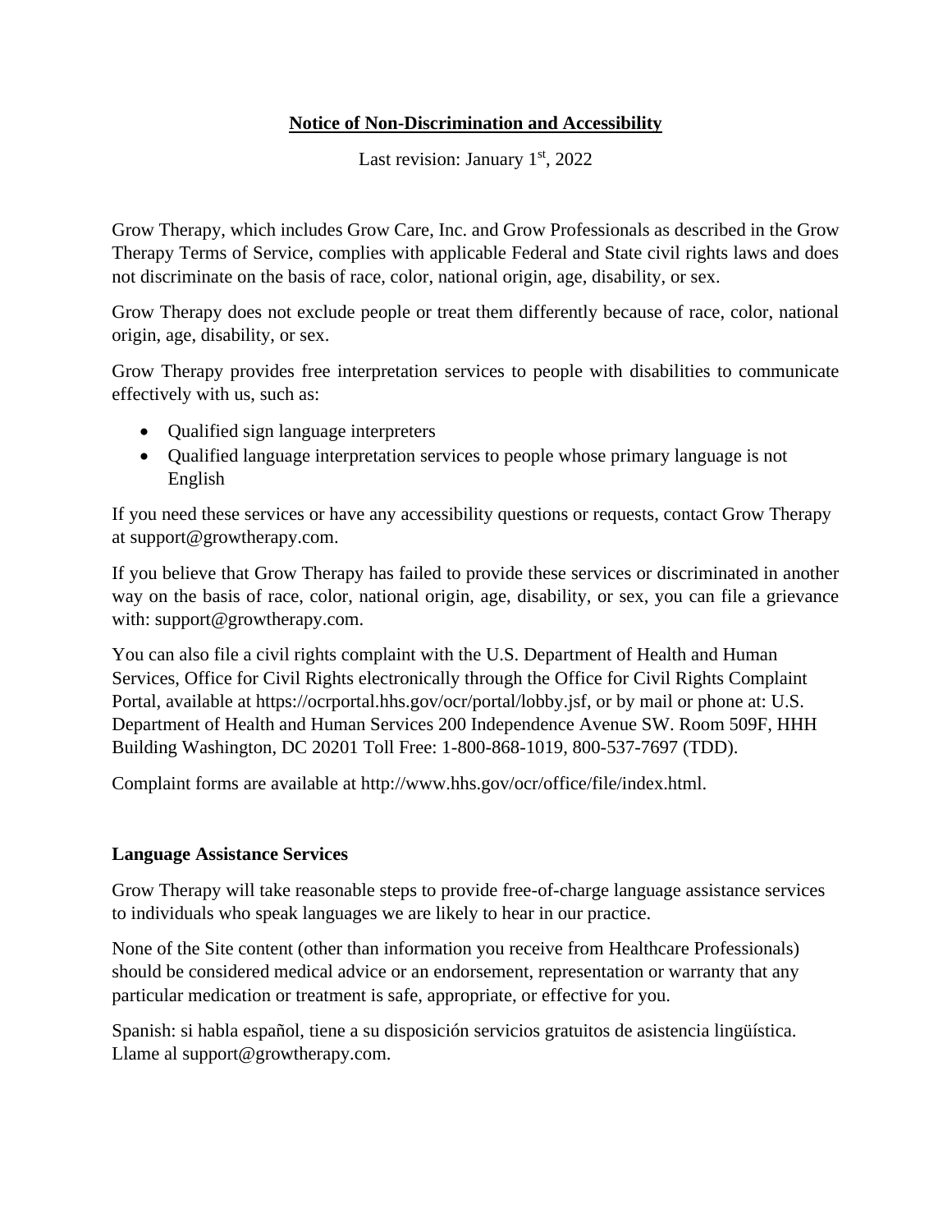# Notice of Non-Discrimination and Accessibility

Last revision: January 1st, 2022

Grow Therapy, which includes Grow Care, Inc. and Grow Professionals as described in the Grow Therapy Terms of Service, complies with applicable Federal and State civil rights laws and does not discriminate on the basis of race, color, national origin, age, disability, or sex.

Grow Therapy does not exclude people or treat them differently because of race, color, national origin, age, disability, or sex.

Grow Therapy provides free interpretation services to people with disabilities to communicate effectively with us, such as:

- Qualified sign language interpreters
- Qualified language interpretation services to people whose primary language is not English

If you need these services or have any accessibility questions or requests, contact Grow Therapy at support@growtherapy.com.

If you believe that Grow Therapy has failed to provide these services or discriminated in another way on the basis of race, color, national origin, age, disability, or sex, you can file a grievance with: support@growtherapy.com.

You can also file a civil rights complaint with the U.S. Department of Health and Human Services, Office for Civil Rights electronically through the Office for Civil Rights Complaint Portal, available at https://ocrportal.hhs.gov/ocr/portal/lobby.jsf, or by mail or phone at: U.S. Department of Health and Human Services 200 Independence Avenue SW. Room 509F, HHH Building Washington, DC 20201 Toll Free: 1-800-868-1019, 800-537-7697 (TDD).

Complaint forms are available at http://www.hhs.gov/ocr/office/file/index.html.

## Language Assistance Services

Grow Therapy will take reasonable steps to provide free-of-charge language assistance services to individuals who speak languages we are likely to hear in our practice.

None of the Site content (other than information you receive from Healthcare Professionals) should be considered medical advice or an endorsement, representation or warranty that any particular medication or treatment is safe, appropriate, or effective for you.

Spanish: si habla español, tiene a su disposición servicios gratuitos de asistencia lingüística. Llame al support@growtherapy.com.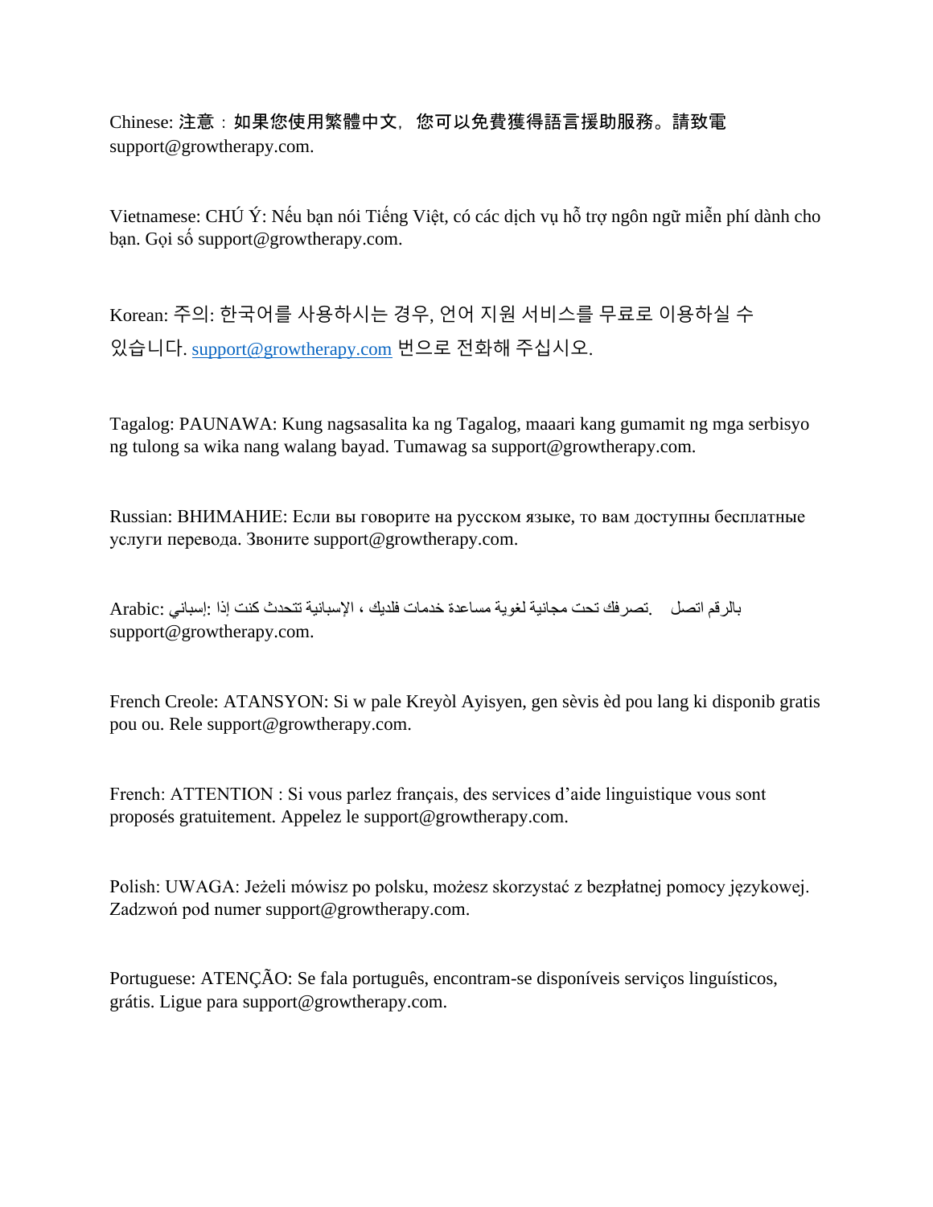Chinese: 注意：如果您使用繁體中文，您可以免費獲得語言援助服務。請致電 support@growtherapy.com.

Vietnamese: CHÚ Ý: Nếu bạn nói Tiếng Việt, có các dịch vụ hỗ trợ ngôn ngữ miễn phí dành cho bạn. Gọi số support@growtherapy.com.

Korean: 주의: 한국어를 사용하시는 경우, 언어 지원 서비스를 무료로 이용하실 수 있습니다. support@growtherapy.com 번으로 전화해 주십시오.

Tagalog: PAUNAWA: Kung nagsasalita ka ng Tagalog, maaari kang gumamit ng mga serbisyo ng tulong sa wika nang walang bayad. Tumawag sa support@growtherapy.com.

Russian: ВНИМАНИЕ: Если вы говорите на русском языке, то вам доступны бесплатные услуги перевода. Звоните support@growtherapy.com.

Arabic: إسباني: إذا كنت تتحدث الإسبانية ، فلديك خدمات مساعدة لغوية مجانية تحت تصرفك. اتصل بالرقم support@growtherapy.com.

French Creole: ATANSYON: Si w pale Kreyòl Ayisyen, gen sèvis èd pou lang ki disponib gratis pou ou. Rele support@growtherapy.com.

French: ATTENTION : Si vous parlez français, des services d'aide linguistique vous sont proposés gratuitement. Appelez le support@growtherapy.com.

Polish: UWAGA: Jeżeli mówisz po polsku, możesz skorzystać z bezpłatnej pomocy językowej. Zadzwoń pod numer support@growtherapy.com.

Portuguese: ATENÇÃO: Se fala português, encontram-se disponíveis serviços linguísticos, grátis. Ligue para support@growtherapy.com.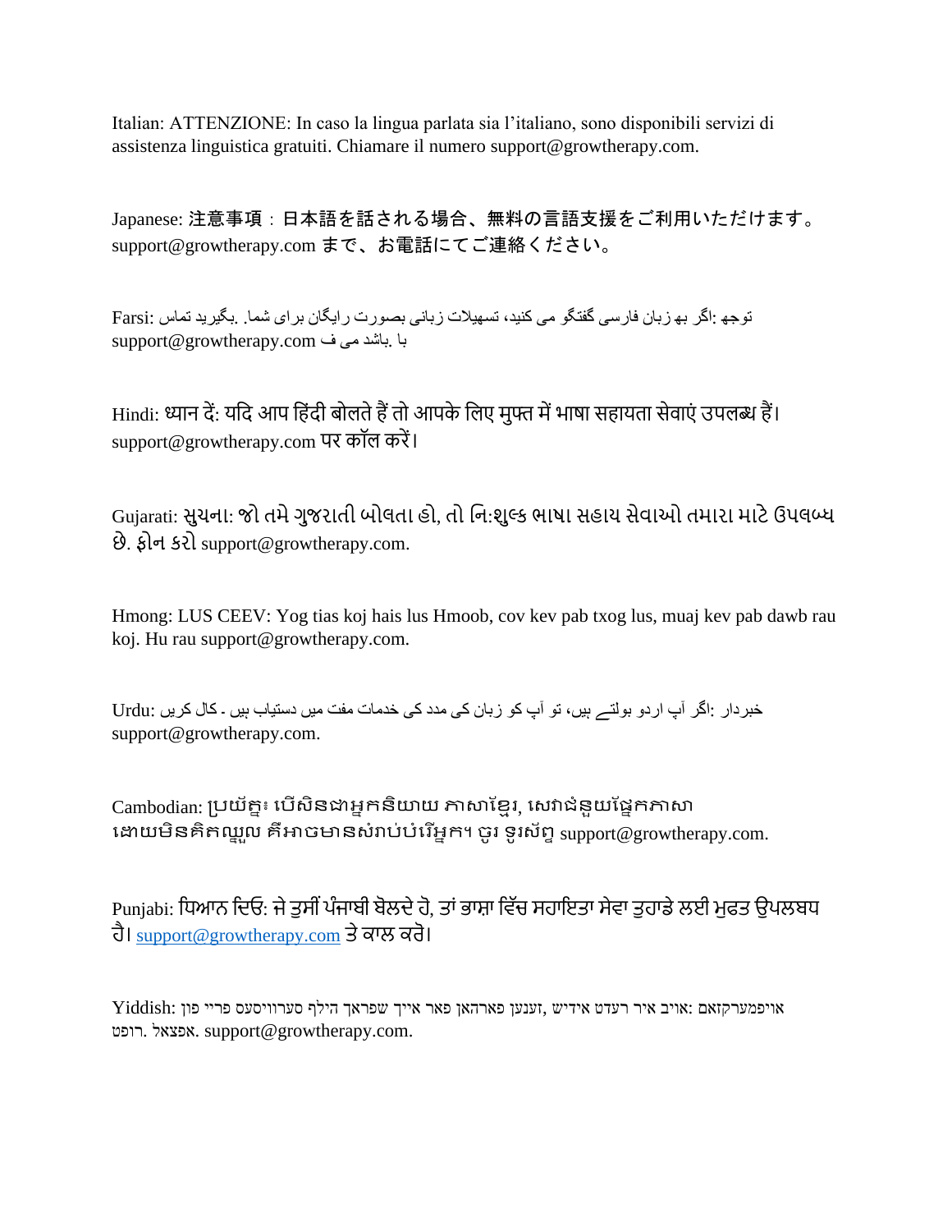Italian: ATTENZIONE: In caso la lingua parlata sia l'italiano, sono disponibili servizi di assistenza linguistica gratuiti. Chiamare il numero support@growtherapy.com.

Japanese: 注意事項：日本語を話される場合、無料の言語支援をご利用いただけます。support@growtherapy.com まで、お電話にてご連絡ください。

Farsi: توجه :اگر به زبان فارسی گفتگو می کنید، تسهیلات زبانی بصورت رایگان برای شما. بگیرید تماس با .باشد می ف support@growtherapy.com

Hindi: ध्यान दें: यदि आप हिंदी बोलते हैं तो आपके लिए मुफ्त में भाषा सहायता सेवाएं उपलब्ध हैं। support@growtherapy.com पर कॉल करें।

Gujarati: સુચના: જો તમે ગુજરાતી બોલતા હો, તો નિ:શુલ્ક ભાષા સહાય સેવાઓ તમારા માટે ઉપલબ્ધ છે. ફોન કરો support@growtherapy.com.

Hmong: LUS CEEV: Yog tias koj hais lus Hmoob, cov kev pab txog lus, muaj kev pab dawb rau koj. Hu rau support@growtherapy.com.

Urdu: خبردار :اگر آپ اردو بولتے ہیں، تو آپ کو زبان کی مدد کی خدمات مفت میں دستیاب ہیں ۔ کال کریں support@growtherapy.com.

Cambodian: ប្រយ័ត្ន៖ បើសិនជាអ្នកនិយាយ ភាសាខ្មែរ, សេវាជំនួយផ្នែកភាសា ដោយមិនគិតឈ្នួល គឺអាចមានសំរាប់បំរើអ្នក។ ចូរ ទូរស័ព្ទ support@growtherapy.com.

Punjabi: ਧਿਆਨ ਦਿਓ: ਜੇ ਤੁਸੀਂ ਪੰਜਾਬੀ ਬੋਲਦੇ ਹੋ, ਤਾਂ ਭਾਸ਼ਾ ਵਿੱਚ ਸਹਾਇਤਾ ਸੇਵਾ ਤੁਹਾਡੇ ਲਈ ਮੁਫਤ ਉਪਲਬਧ ਹੈ। support@growtherapy.com ਤੇ ਕਾਲ ਕਰੋ।

Yiddish: אויפמערקזאם: אויב איר רעדט אידיש, זענען פארהאן פאר אייך שפראך הילף סערוויסעס פריי פון אפצאל. רופט support@growtherapy.com.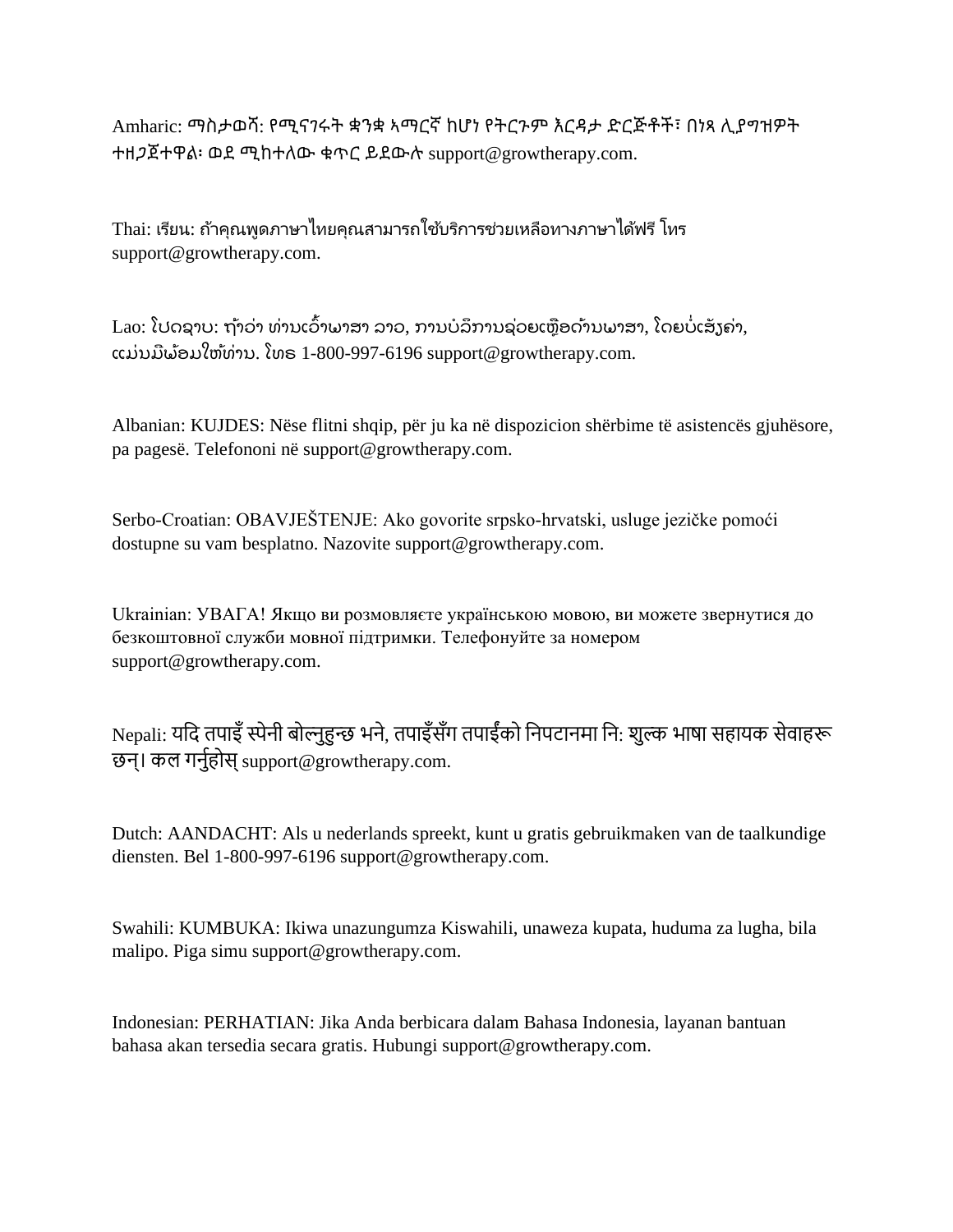Amharic: ማስታወሻ: የሚናገሩት ቋንቋ ኣማርኛ ከሆነ የትርጉም እርዳታ ድርጅቶች፣ በነጻ ሊያግዝዎት ተዘጋጀተዋል፡ ወደ ሚከተለው ቁጥር ይደውሉ support@growtherapy.com.

Thai: เรียน: ถ้าคุณพูดภาษาไทยคุณสามารถใช้บริการช่วยเหลือทางภาษาได้ฟรี โทร support@growtherapy.com.

Lao: ໂປດຊາບ: ຖ້າວ່າ ທ່ານເວົ້າພາສາ ລາວ, ການບໍລິການຊ່ວຍເຫຼືອດ້ານພາສາ, ໂດຍບໍ່ເສັຽຄ່າ, ແມ່ນມີພ້ອມໃຫ້ທ່ານ. ໂທຣ 1-800-997-6196 support@growtherapy.com.

Albanian: KUJDES: Nëse flitni shqip, për ju ka në dispozicion shërbime të asistencës gjuhësore, pa pagesë. Telefononi në support@growtherapy.com.

Serbo-Croatian: OBAVJEŠTENJE: Ako govorite srpsko-hrvatski, usluge jezičke pomoći dostupne su vam besplatno. Nazovite support@growtherapy.com.

Ukrainian: УВАГА! Якщо ви розмовляєте українською мовою, ви можете звернутися до безкоштовної служби мовної підтримки. Телефонуйте за номером support@growtherapy.com.

Nepali: यदि तपाइँ स्पेनी बोल्नुहुन्छ भने, तपाइँसँग तपाईंको निपटानमा निः शुल्क भाषा सहायक सेवाहरू छन्। कल गर्नुहोस् support@growtherapy.com.

Dutch: AANDACHT: Als u nederlands spreekt, kunt u gratis gebruikmaken van de taalkundige diensten. Bel 1-800-997-6196 support@growtherapy.com.

Swahili: KUMBUKA: Ikiwa unazungumza Kiswahili, unaweza kupata, huduma za lugha, bila malipo. Piga simu support@growtherapy.com.

Indonesian: PERHATIAN: Jika Anda berbicara dalam Bahasa Indonesia, layanan bantuan bahasa akan tersedia secara gratis. Hubungi support@growtherapy.com.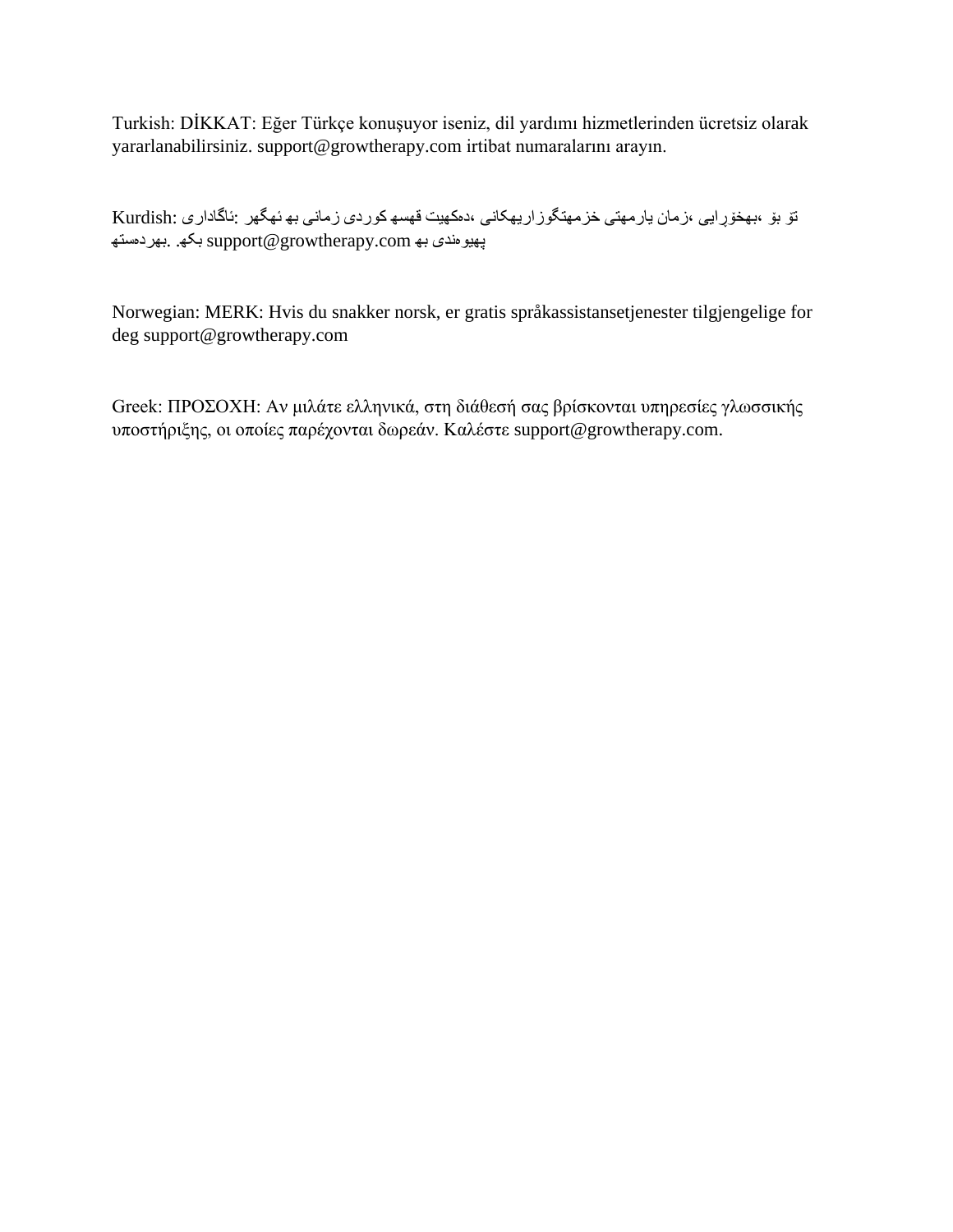Turkish: DİKKAT: Eğer Türkçe konuşuyor iseniz, dil yardımı hizmetlerinden ücretsiz olarak yararlanabilirsiniz. support@growtherapy.com irtibat numaralarını arayın.

Kurdish: ئاگاداری: ئەگەر بە زمانی کوردی قسە دەکەیت، خزمەتگوزارییەکانی یارمەتی زمان، بەخۆڕایی، بۆ تۆ بەردەستە. پەیوەندی بە support@growtherapy.com بکە.

Norwegian: MERK: Hvis du snakker norsk, er gratis språkassistansetjenester tilgjengelige for deg support@growtherapy.com

Greek: ΠΡΟΣΟΧΗ: Αν μιλάτε ελληνικά, στη διάθεσή σας βρίσκονται υπηρεσίες γλωσσικής υποστήριξης, οι οποίες παρέχονται δωρεάν. Καλέστε support@growtherapy.com.